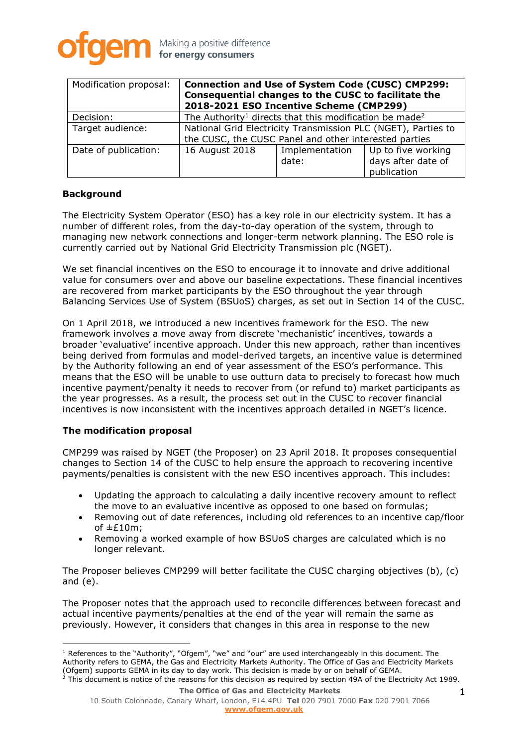| Modification proposal: | **Connection and Use of System Code (CUSC) CMP299: Consequential changes to the CUSC to facilitate the 2018-2021 ESO Incentive Scheme (CMP299)** | | |
|---|---|---|---|
| Decision: | The Authority[1] directs that this modification be made[2] | | |
| Target audience: | National Grid Electricity Transmission PLC (NGET), Parties to the CUSC, the CUSC Panel and other interested parties | | |
| Date of publication: | 16 August 2018 | Implementation date: | Up to five working days after date of publication |

## Background

The Electricity System Operator (ESO) has a key role in our electricity system. It has a number of different roles, from the day-to-day operation of the system, through to managing new network connections and longer-term network planning. The ESO role is currently carried out by National Grid Electricity Transmission plc (NGET).

We set financial incentives on the ESO to encourage it to innovate and drive additional value for consumers over and above our baseline expectations. These financial incentives are recovered from market participants by the ESO throughout the year through Balancing Services Use of System (BSUoS) charges, as set out in Section 14 of the CUSC.

On 1 April 2018, we introduced a new incentives framework for the ESO. The new framework involves a move away from discrete 'mechanistic' incentives, towards a broader 'evaluative' incentive approach. Under this new approach, rather than incentives being derived from formulas and model-derived targets, an incentive value is determined by the Authority following an end of year assessment of the ESO's performance. This means that the ESO will be unable to use outturn data to precisely to forecast how much incentive payment/penalty it needs to recover from (or refund to) market participants as the year progresses. As a result, the process set out in the CUSC to recover financial incentives is now inconsistent with the incentives approach detailed in NGET's licence.

## The modification proposal

CMP299 was raised by NGET (the Proposer) on 23 April 2018. It proposes consequential changes to Section 14 of the CUSC to help ensure the approach to recovering incentive payments/penalties is consistent with the new ESO incentives approach. This includes:

- Updating the approach to calculating a daily incentive recovery amount to reflect the move to an evaluative incentive as opposed to one based on formulas;
- Removing out of date references, including old references to an incentive cap/floor of ±£10m;
- Removing a worked example of how BSUoS charges are calculated which is no longer relevant.

The Proposer believes CMP299 will better facilitate the CUSC charging objectives (b), (c) and (e).

The Proposer notes that the approach used to reconcile differences between forecast and actual incentive payments/penalties at the end of the year will remain the same as previously. However, it considers that changes in this area in response to the new

[1] References to the "Authority", "Ofgem", "we" and "our" are used interchangeably in this document. The Authority refers to GEMA, the Gas and Electricity Markets Authority. The Office of Gas and Electricity Markets (Ofgem) supports GEMA in its day to day work. This decision is made by or on behalf of GEMA.

[2] This document is notice of the reasons for this decision as required by section 49A of the Electricity Act 1989.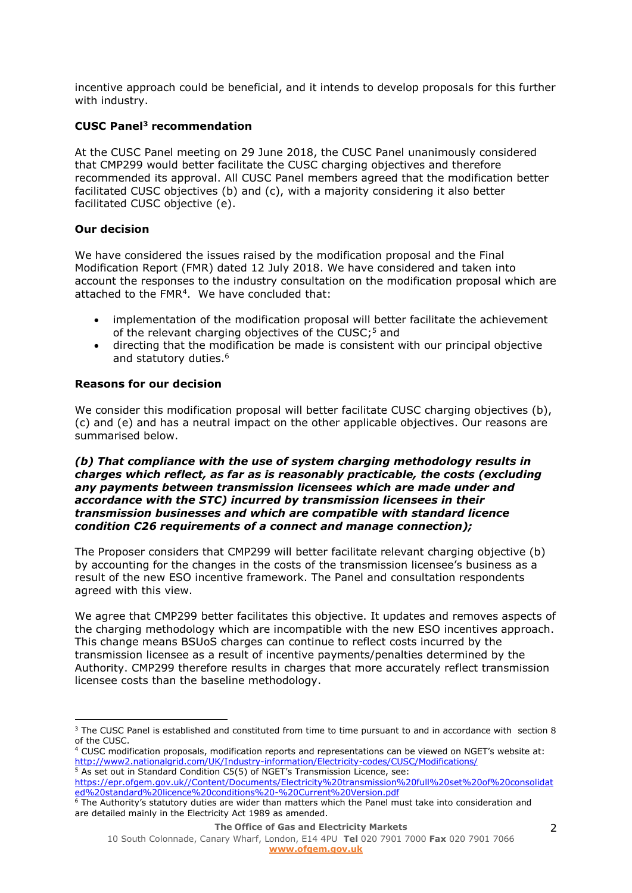incentive approach could be beneficial, and it intends to develop proposals for this further with industry.

**CUSC Panel[3] recommendation**

At the CUSC Panel meeting on 29 June 2018, the CUSC Panel unanimously considered that CMP299 would better facilitate the CUSC charging objectives and therefore recommended its approval. All CUSC Panel members agreed that the modification better facilitated CUSC objectives (b) and (c), with a majority considering it also better facilitated CUSC objective (e).

**Our decision**

We have considered the issues raised by the modification proposal and the Final Modification Report (FMR) dated 12 July 2018. We have considered and taken into account the responses to the industry consultation on the modification proposal which are attached to the FMR[4]. We have concluded that:

- implementation of the modification proposal will better facilitate the achievement of the relevant charging objectives of the CUSC;[5] and
- directing that the modification be made is consistent with our principal objective and statutory duties.[6]

**Reasons for our decision**

We consider this modification proposal will better facilitate CUSC charging objectives (b), (c) and (e) and has a neutral impact on the other applicable objectives. Our reasons are summarised below.

***(b) That compliance with the use of system charging methodology results in charges which reflect, as far as is reasonably practicable, the costs (excluding any payments between transmission licensees which are made under and accordance with the STC) incurred by transmission licensees in their transmission businesses and which are compatible with standard licence condition C26 requirements of a connect and manage connection);***

The Proposer considers that CMP299 will better facilitate relevant charging objective (b) by accounting for the changes in the costs of the transmission licensee's business as a result of the new ESO incentive framework. The Panel and consultation respondents agreed with this view.

We agree that CMP299 better facilitates this objective. It updates and removes aspects of the charging methodology which are incompatible with the new ESO incentives approach. This change means BSUoS charges can continue to reflect costs incurred by the transmission licensee as a result of incentive payments/penalties determined by the Authority. CMP299 therefore results in charges that more accurately reflect transmission licensee costs than the baseline methodology.

---

[3] The CUSC Panel is established and constituted from time to time pursuant to and in accordance with section 8 of the CUSC.

[4] CUSC modification proposals, modification reports and representations can be viewed on NGET's website at: http://www2.nationalgrid.com/UK/Industry-information/Electricity-codes/CUSC/Modifications/

[5] As set out in Standard Condition C5(5) of NGET's Transmission Licence, see: https://epr.ofgem.gov.uk//Content/Documents/Electricity%20transmission%20full%20set%20of%20consolidated%20standard%20licence%20conditions%20-%20Current%20Version.pdf

[6] The Authority's statutory duties are wider than matters which the Panel must take into consideration and are detailed mainly in the Electricity Act 1989 as amended.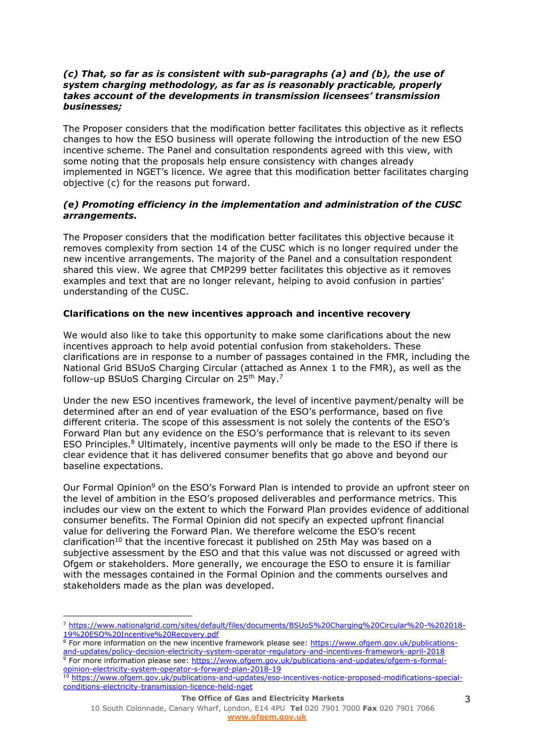***(c) That, so far as is consistent with sub-paragraphs (a) and (b), the use of system charging methodology, as far as is reasonably practicable, properly takes account of the developments in transmission licensees' transmission businesses;***

The Proposer considers that the modification better facilitates this objective as it reflects changes to how the ESO business will operate following the introduction of the new ESO incentive scheme. The Panel and consultation respondents agreed with this view, with some noting that the proposals help ensure consistency with changes already implemented in NGET's licence. We agree that this modification better facilitates charging objective (c) for the reasons put forward.

***(e) Promoting efficiency in the implementation and administration of the CUSC arrangements.***

The Proposer considers that the modification better facilitates this objective because it removes complexity from section 14 of the CUSC which is no longer required under the new incentive arrangements. The majority of the Panel and a consultation respondent shared this view. We agree that CMP299 better facilitates this objective as it removes examples and text that are no longer relevant, helping to avoid confusion in parties' understanding of the CUSC.

**Clarifications on the new incentives approach and incentive recovery**

We would also like to take this opportunity to make some clarifications about the new incentives approach to help avoid potential confusion from stakeholders. These clarifications are in response to a number of passages contained in the FMR, including the National Grid BSUoS Charging Circular (attached as Annex 1 to the FMR), as well as the follow-up BSUoS Charging Circular on 25th May.[7]

Under the new ESO incentives framework, the level of incentive payment/penalty will be determined after an end of year evaluation of the ESO's performance, based on five different criteria. The scope of this assessment is not solely the contents of the ESO's Forward Plan but any evidence on the ESO's performance that is relevant to its seven ESO Principles.[8] Ultimately, incentive payments will only be made to the ESO if there is clear evidence that it has delivered consumer benefits that go above and beyond our baseline expectations.

Our Formal Opinion[9] on the ESO's Forward Plan is intended to provide an upfront steer on the level of ambition in the ESO's proposed deliverables and performance metrics. This includes our view on the extent to which the Forward Plan provides evidence of additional consumer benefits. The Formal Opinion did not specify an expected upfront financial value for delivering the Forward Plan. We therefore welcome the ESO's recent clarification[10] that the incentive forecast it published on 25th May was based on a subjective assessment by the ESO and that this value was not discussed or agreed with Ofgem or stakeholders. More generally, we encourage the ESO to ensure it is familiar with the messages contained in the Formal Opinion and the comments ourselves and stakeholders made as the plan was developed.

---

[7] https://www.nationalgrid.com/sites/default/files/documents/BSUoS%20Charging%20Circular%20-%202018-19%20ESO%20Incentive%20Recovery.pdf

[8] For more information on the new incentive framework please see: https://www.ofgem.gov.uk/publications-and-updates/policy-decision-electricity-system-operator-regulatory-and-incentives-framework-april-2018

[9] For more information please see: https://www.ofgem.gov.uk/publications-and-updates/ofgem-s-formal-opinion-electricity-system-operator-s-forward-plan-2018-19

[10] https://www.ofgem.gov.uk/publications-and-updates/eso-incentives-notice-proposed-modifications-special-conditions-electricity-transmission-licence-held-nget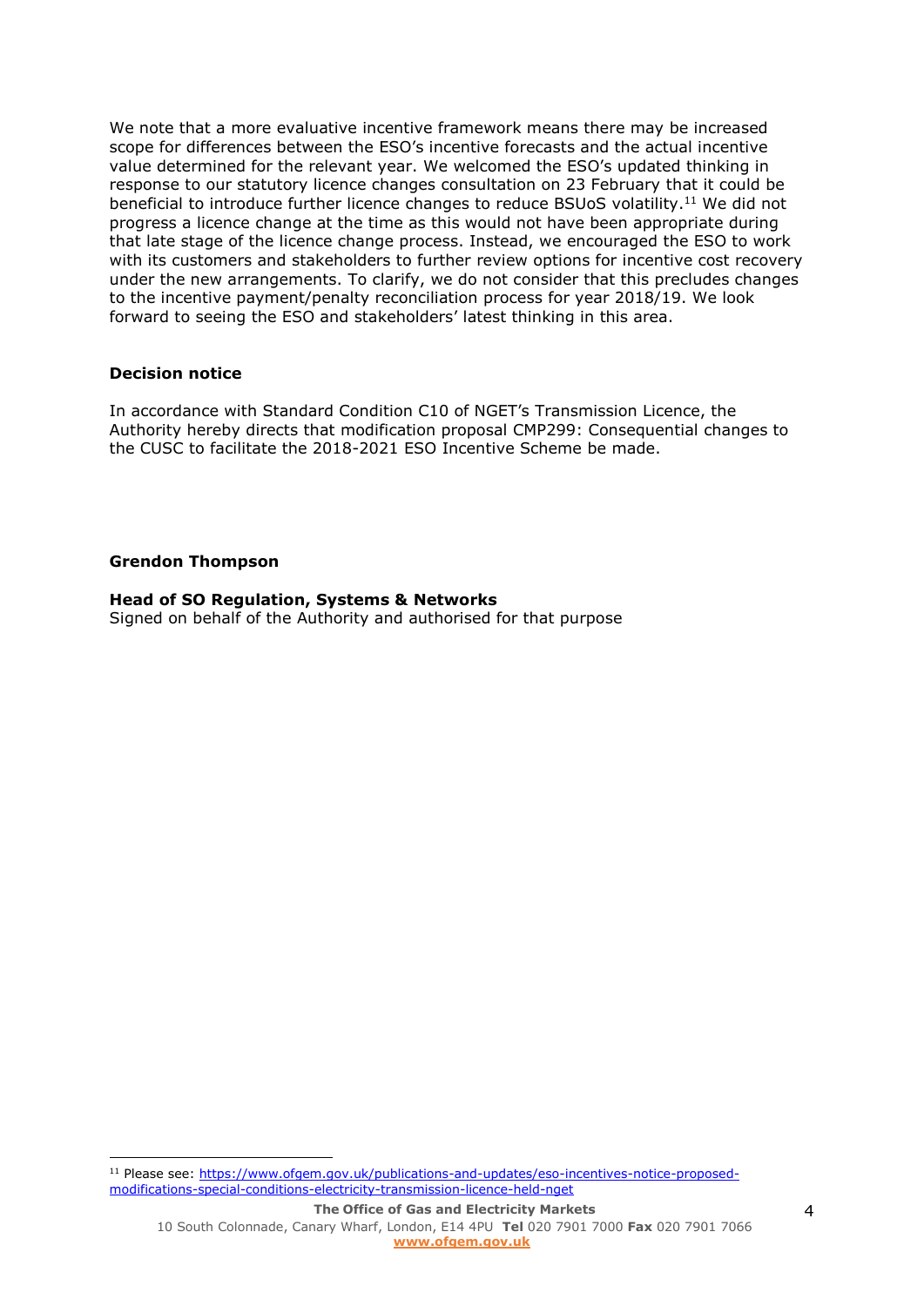We note that a more evaluative incentive framework means there may be increased scope for differences between the ESO's incentive forecasts and the actual incentive value determined for the relevant year. We welcomed the ESO's updated thinking in response to our statutory licence changes consultation on 23 February that it could be beneficial to introduce further licence changes to reduce BSUoS volatility.[11] We did not progress a licence change at the time as this would not have been appropriate during that late stage of the licence change process. Instead, we encouraged the ESO to work with its customers and stakeholders to further review options for incentive cost recovery under the new arrangements. To clarify, we do not consider that this precludes changes to the incentive payment/penalty reconciliation process for year 2018/19. We look forward to seeing the ESO and stakeholders' latest thinking in this area.

**Decision notice**

In accordance with Standard Condition C10 of NGET's Transmission Licence, the Authority hereby directs that modification proposal CMP299: Consequential changes to the CUSC to facilitate the 2018-2021 ESO Incentive Scheme be made.

**Grendon Thompson**

**Head of SO Regulation, Systems & Networks**
Signed on behalf of the Authority and authorised for that purpose

[11] Please see: https://www.ofgem.gov.uk/publications-and-updates/eso-incentives-notice-proposed-modifications-special-conditions-electricity-transmission-licence-held-nget